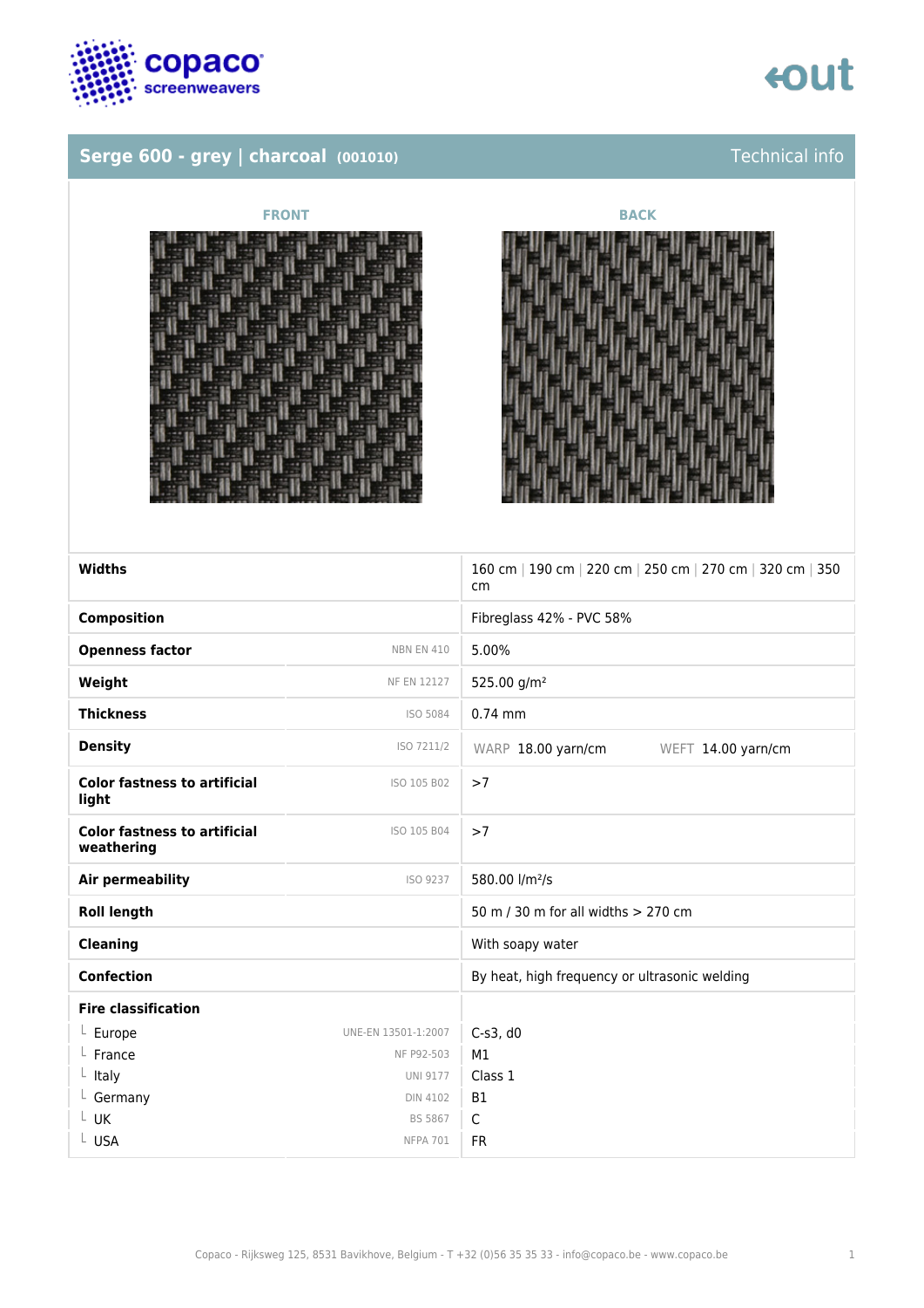# Serge 600 - grey | charcoal (001010)

Technical info

FRONT

BACK

| | | |
|---|---|---|
| **Widths** | | 160 cm \| 190 cm \| 220 cm \| 250 cm \| 270 cm \| 320 cm \| 350 cm |
| **Composition** | | Fibreglass 42% - PVC 58% |
| **Openness factor** | NBN EN 410 | 5.00% |
| **Weight** | NF EN 12127 | 525.00 g/m² |
| **Thickness** | ISO 5084 | 0.74 mm |
| **Density** | ISO 7211/2 | WARP 18.00 yarn/cm WEFT 14.00 yarn/cm |
| **Color fastness to artificial light** | ISO 105 B02 | >7 |
| **Color fastness to artificial weathering** | ISO 105 B04 | >7 |
| **Air permeability** | ISO 9237 | 580.00 l/m²/s |
| **Roll length** | | 50 m / 30 m for all widths > 270 cm |
| **Cleaning** | | With soapy water |
| **Confection** | | By heat, high frequency or ultrasonic welding |
| **Fire classification** | | |
| └ Europe | UNE-EN 13501-1:2007 | C-s3, d0 |
| └ France | NF P92-503 | M1 |
| └ Italy | UNI 9177 | Class 1 |
| └ Germany | DIN 4102 | B1 |
| └ UK | BS 5867 | C |
| └ USA | NFPA 701 | FR |

Copaco - Rijksweg 125, 8531 Bavikhove, Belgium - T +32 (0)56 35 35 33 - info@copaco.be - www.copaco.be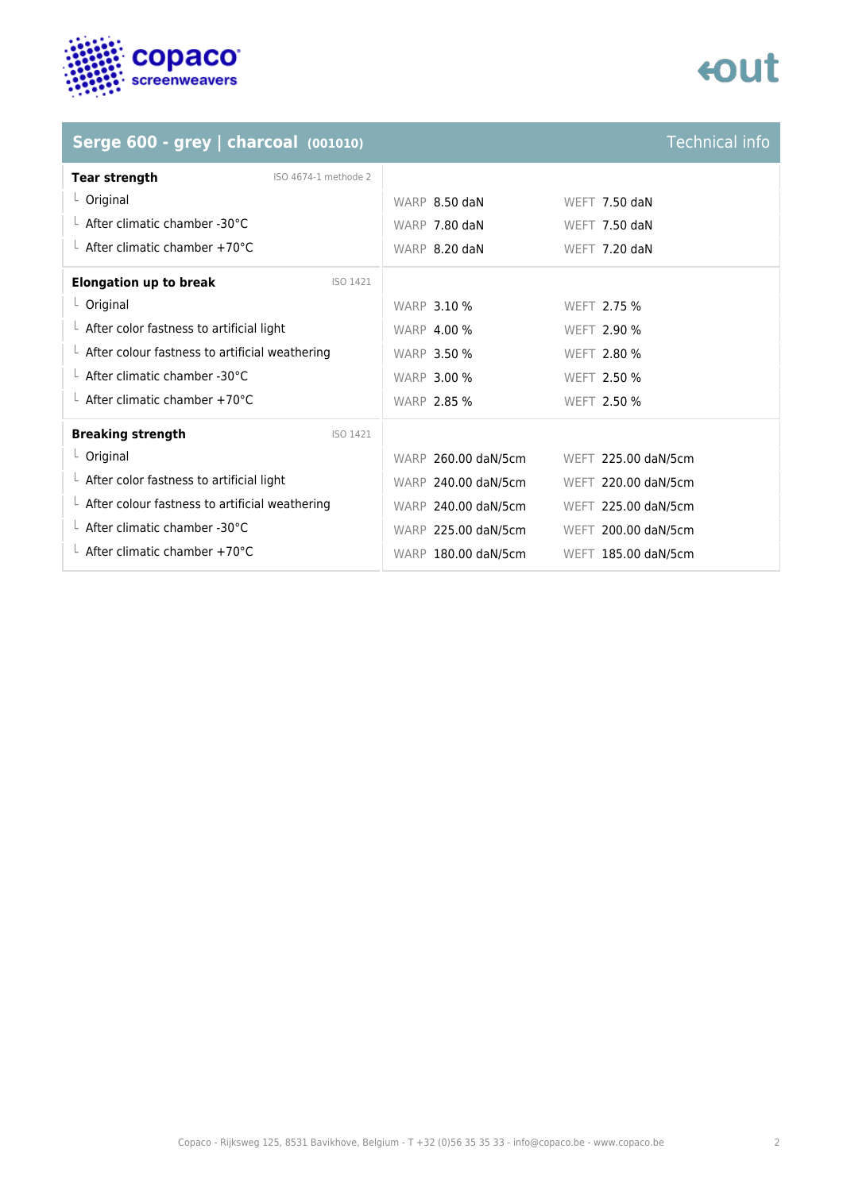## Serge 600 - grey | charcoal (001010)

Technical info

| Tear strength (ISO 4674-1 methode 2) | | |
|---|---|---|
| Original | WARP 8.50 daN | WEFT 7.50 daN |
| After climatic chamber -30°C | WARP 7.80 daN | WEFT 7.50 daN |
| After climatic chamber +70°C | WARP 8.20 daN | WEFT 7.20 daN |

| Elongation up to break (ISO 1421) | | |
|---|---|---|
| Original | WARP 3.10 % | WEFT 2.75 % |
| After color fastness to artificial light | WARP 4.00 % | WEFT 2.90 % |
| After colour fastness to artificial weathering | WARP 3.50 % | WEFT 2.80 % |
| After climatic chamber -30°C | WARP 3.00 % | WEFT 2.50 % |
| After climatic chamber +70°C | WARP 2.85 % | WEFT 2.50 % |

| Breaking strength (ISO 1421) | | |
|---|---|---|
| Original | WARP 260.00 daN/5cm | WEFT 225.00 daN/5cm |
| After color fastness to artificial light | WARP 240.00 daN/5cm | WEFT 220.00 daN/5cm |
| After colour fastness to artificial weathering | WARP 240.00 daN/5cm | WEFT 225.00 daN/5cm |
| After climatic chamber -30°C | WARP 225.00 daN/5cm | WEFT 200.00 daN/5cm |
| After climatic chamber +70°C | WARP 180.00 daN/5cm | WEFT 185.00 daN/5cm |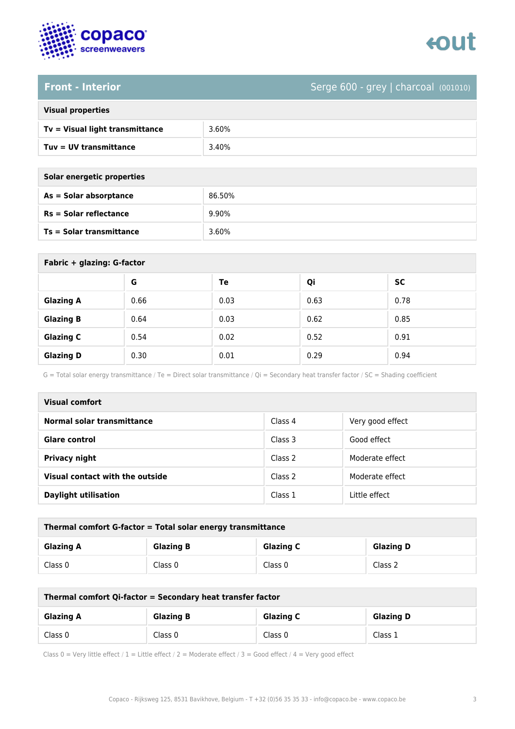## Front - Interior

Serge 600 - grey | charcoal (001010)

| Visual properties | |
|---|---|
| **Tv = Visual light transmittance** | 3.60% |
| **Tuv = UV transmittance** | 3.40% |

| Solar energetic properties | |
|---|---|
| **As = Solar absorptance** | 86.50% |
| **Rs = Solar reflectance** | 9.90% |
| **Ts = Solar transmittance** | 3.60% |

**Fabric + glazing: G-factor**

| | G | Te | Qi | SC |
|---|---|---|---|---|
| **Glazing A** | 0.66 | 0.03 | 0.63 | 0.78 |
| **Glazing B** | 0.64 | 0.03 | 0.62 | 0.85 |
| **Glazing C** | 0.54 | 0.02 | 0.52 | 0.91 |
| **Glazing D** | 0.30 | 0.01 | 0.29 | 0.94 |

G = Total solar energy transmittance / Te = Direct solar transmittance / Qi = Secondary heat transfer factor / SC = Shading coefficient

| Visual comfort | | |
|---|---|---|
| **Normal solar transmittance** | Class 4 | Very good effect |
| **Glare control** | Class 3 | Good effect |
| **Privacy night** | Class 2 | Moderate effect |
| **Visual contact with the outside** | Class 2 | Moderate effect |
| **Daylight utilisation** | Class 1 | Little effect |

**Thermal comfort G-factor = Total solar energy transmittance**

| Glazing A | Glazing B | Glazing C | Glazing D |
|---|---|---|---|
| Class 0 | Class 0 | Class 0 | Class 2 |

**Thermal comfort Qi-factor = Secondary heat transfer factor**

| Glazing A | Glazing B | Glazing C | Glazing D |
|---|---|---|---|
| Class 0 | Class 0 | Class 0 | Class 1 |

Class 0 = Very little effect / 1 = Little effect / 2 = Moderate effect / 3 = Good effect / 4 = Very good effect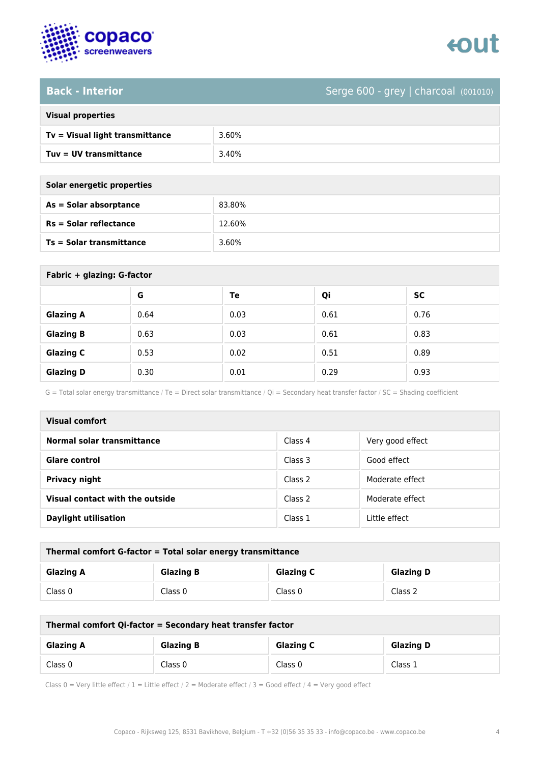## Back - Interior

Serge 600 - grey | charcoal (001010)

| Visual properties | |
|---|---|
| **Tv = Visual light transmittance** | 3.60% |
| **Tuv = UV transmittance** | 3.40% |

| Solar energetic properties | |
|---|---|
| **As = Solar absorptance** | 83.80% |
| **Rs = Solar reflectance** | 12.60% |
| **Ts = Solar transmittance** | 3.60% |

**Fabric + glazing: G-factor**

| | G | Te | Qi | SC |
|---|---|---|---|---|
| **Glazing A** | 0.64 | 0.03 | 0.61 | 0.76 |
| **Glazing B** | 0.63 | 0.03 | 0.61 | 0.83 |
| **Glazing C** | 0.53 | 0.02 | 0.51 | 0.89 |
| **Glazing D** | 0.30 | 0.01 | 0.29 | 0.93 |

G = Total solar energy transmittance / Te = Direct solar transmittance / Qi = Secondary heat transfer factor / SC = Shading coefficient

| Visual comfort | | |
|---|---|---|
| **Normal solar transmittance** | Class 4 | Very good effect |
| **Glare control** | Class 3 | Good effect |
| **Privacy night** | Class 2 | Moderate effect |
| **Visual contact with the outside** | Class 2 | Moderate effect |
| **Daylight utilisation** | Class 1 | Little effect |

**Thermal comfort G-factor = Total solar energy transmittance**

| Glazing A | Glazing B | Glazing C | Glazing D |
|---|---|---|---|
| Class 0 | Class 0 | Class 0 | Class 2 |

**Thermal comfort Qi-factor = Secondary heat transfer factor**

| Glazing A | Glazing B | Glazing C | Glazing D |
|---|---|---|---|
| Class 0 | Class 0 | Class 0 | Class 1 |

Class 0 = Very little effect / 1 = Little effect / 2 = Moderate effect / 3 = Good effect / 4 = Very good effect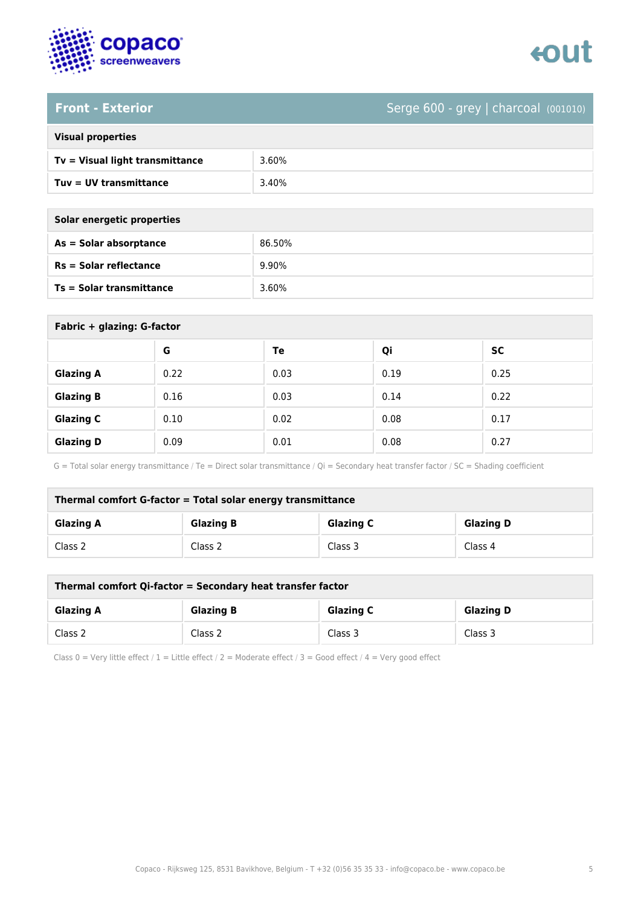## Front - Exterior

Serge 600 - grey | charcoal (001010)

| Visual properties | |
|---|---|
| Tv = Visual light transmittance | 3.60% |
| Tuv = UV transmittance | 3.40% |

| Solar energetic properties | |
|---|---|
| As = Solar absorptance | 86.50% |
| Rs = Solar reflectance | 9.90% |
| Ts = Solar transmittance | 3.60% |

**Fabric + glazing: G-factor**

| | G | Te | Qi | SC |
|---|---|---|---|---|
| Glazing A | 0.22 | 0.03 | 0.19 | 0.25 |
| Glazing B | 0.16 | 0.03 | 0.14 | 0.22 |
| Glazing C | 0.10 | 0.02 | 0.08 | 0.17 |
| Glazing D | 0.09 | 0.01 | 0.08 | 0.27 |

G = Total solar energy transmittance / Te = Direct solar transmittance / Qi = Secondary heat transfer factor / SC = Shading coefficient

**Thermal comfort G-factor = Total solar energy transmittance**

| Glazing A | Glazing B | Glazing C | Glazing D |
|---|---|---|---|
| Class 2 | Class 2 | Class 3 | Class 4 |

**Thermal comfort Qi-factor = Secondary heat transfer factor**

| Glazing A | Glazing B | Glazing C | Glazing D |
|---|---|---|---|
| Class 2 | Class 2 | Class 3 | Class 3 |

Class 0 = Very little effect / 1 = Little effect / 2 = Moderate effect / 3 = Good effect / 4 = Very good effect

Copaco - Rijksweg 125, 8531 Bavikhove, Belgium - T +32 (0)56 35 35 33 - info@copaco.be - www.copaco.be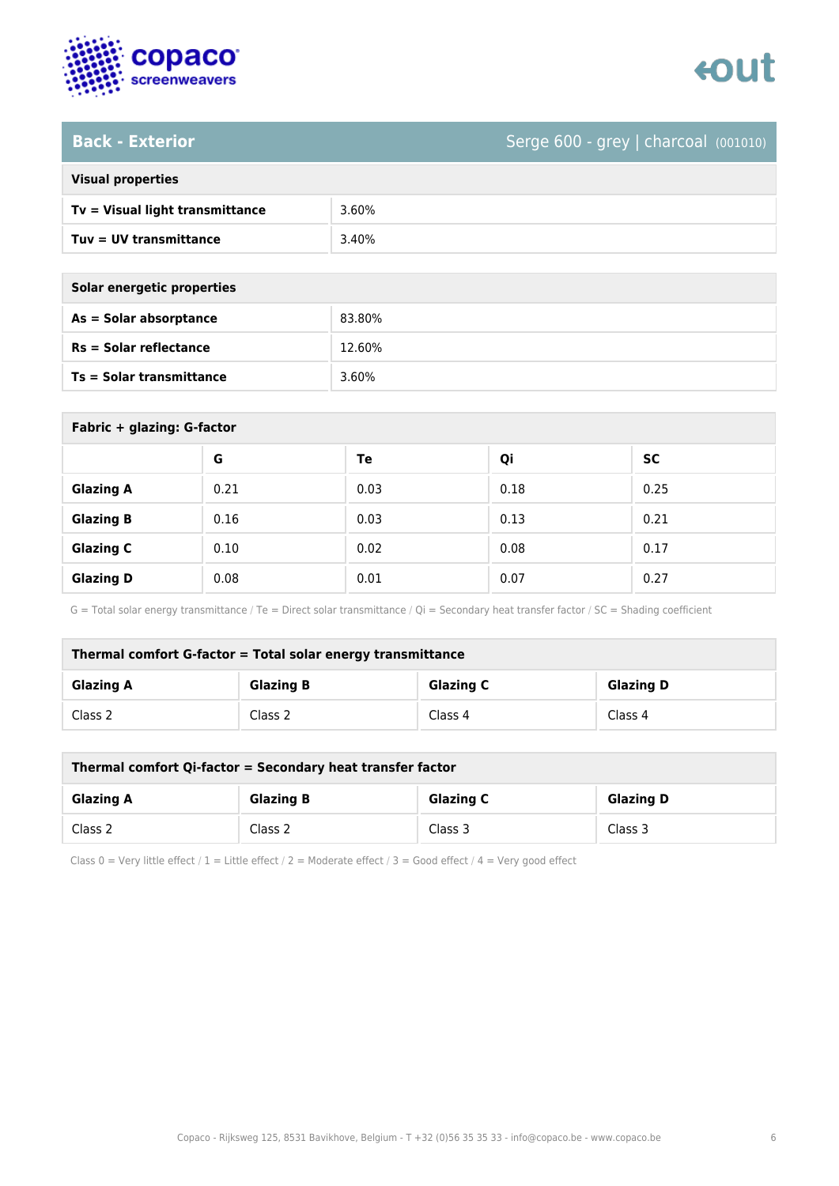## Back - Exterior

Serge 600 - grey | charcoal (001010)

| Visual properties | |
|---|---|
| **Tv = Visual light transmittance** | 3.60% |
| **Tuv = UV transmittance** | 3.40% |

| Solar energetic properties | |
|---|---|
| **As = Solar absorptance** | 83.80% |
| **Rs = Solar reflectance** | 12.60% |
| **Ts = Solar transmittance** | 3.60% |

**Fabric + glazing: G-factor**

| | G | Te | Qi | SC |
|---|---|---|---|---|
| **Glazing A** | 0.21 | 0.03 | 0.18 | 0.25 |
| **Glazing B** | 0.16 | 0.03 | 0.13 | 0.21 |
| **Glazing C** | 0.10 | 0.02 | 0.08 | 0.17 |
| **Glazing D** | 0.08 | 0.01 | 0.07 | 0.27 |

G = Total solar energy transmittance / Te = Direct solar transmittance / Qi = Secondary heat transfer factor / SC = Shading coefficient

**Thermal comfort G-factor = Total solar energy transmittance**

| Glazing A | Glazing B | Glazing C | Glazing D |
|---|---|---|---|
| Class 2 | Class 2 | Class 4 | Class 4 |

**Thermal comfort Qi-factor = Secondary heat transfer factor**

| Glazing A | Glazing B | Glazing C | Glazing D |
|---|---|---|---|
| Class 2 | Class 2 | Class 3 | Class 3 |

Class 0 = Very little effect / 1 = Little effect / 2 = Moderate effect / 3 = Good effect / 4 = Very good effect

Copaco - Rijksweg 125, 8531 Bavikhove, Belgium - T +32 (0)56 35 35 33 - info@copaco.be - www.copaco.be